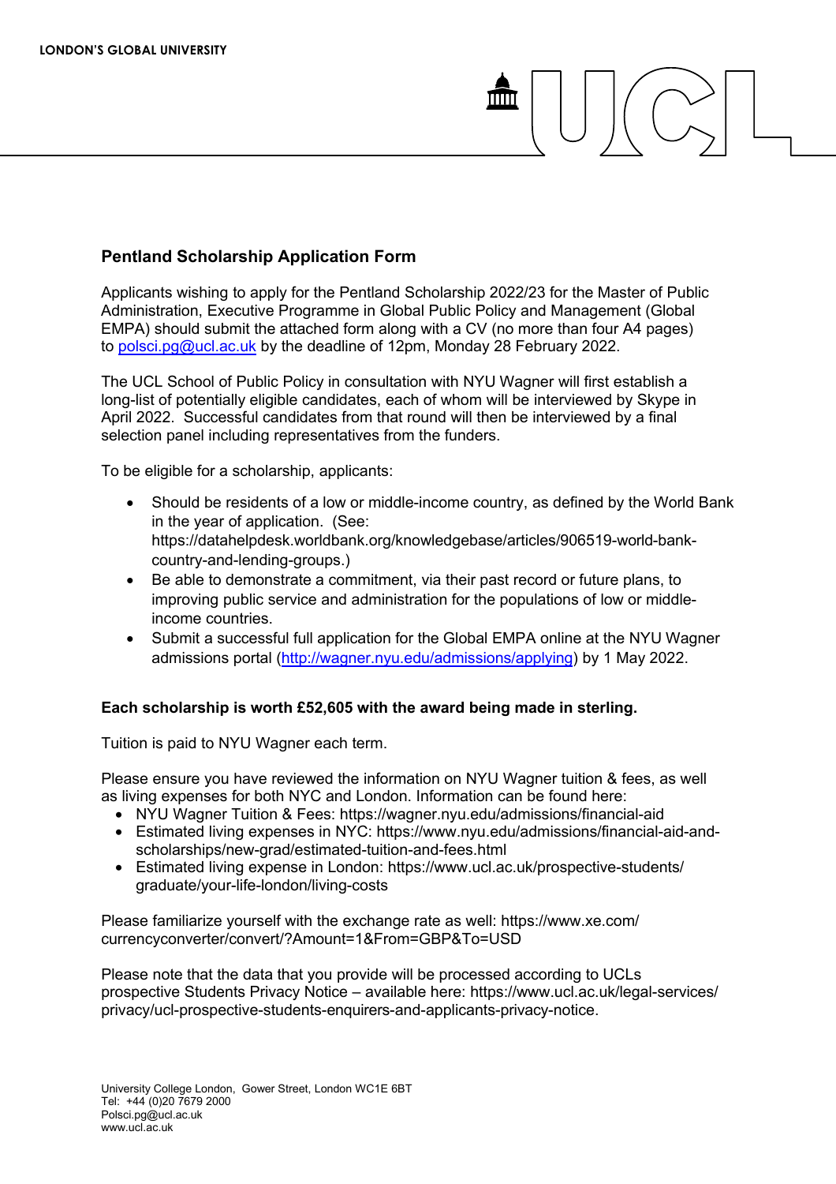LONDON'S GLOBAL UNIVERSITY

## Pentland Scholarship Application Form

Applicants wishing to apply for the Pentland Scholarship 2022/23 for the Master of Public Administration, Executive Programme in Global Public Policy and Management (Global EMPA) should submit the attached form along with a CV (no more than four A4 pages) to polsci.pg@ucl.ac.uk by the deadline of 12pm, Monday 28 February 2022.

The UCL School of Public Policy in consultation with NYU Wagner will first establish a long-list of potentially eligible candidates, each of whom will be interviewed by Skype in April 2022. Successful candidates from that round will then be interviewed by a final selection panel including representatives from the funders.

To be eligible for a scholarship, applicants:

- Should be residents of a low or middle-income country, as defined by the World Bank in the year of application. (See: https://datahelpdesk.worldbank.org/knowledgebase/articles/906519-world-bank-country-and-lending-groups.)
- Be able to demonstrate a commitment, via their past record or future plans, to improving public service and administration for the populations of low or middle-income countries.
- Submit a successful full application for the Global EMPA online at the NYU Wagner admissions portal (http://wagner.nyu.edu/admissions/applying) by 1 May 2022.

**Each scholarship is worth £52,605 with the award being made in sterling.**

Tuition is paid to NYU Wagner each term.

Please ensure you have reviewed the information on NYU Wagner tuition & fees, as well as living expenses for both NYC and London. Information can be found here:

- NYU Wagner Tuition & Fees: https://wagner.nyu.edu/admissions/financial-aid
- Estimated living expenses in NYC: https://www.nyu.edu/admissions/financial-aid-and-scholarships/new-grad/estimated-tuition-and-fees.html
- Estimated living expense in London: https://www.ucl.ac.uk/prospective-students/graduate/your-life-london/living-costs

Please familiarize yourself with the exchange rate as well: https://www.xe.com/currencyconverter/convert/?Amount=1&From=GBP&To=USD

Please note that the data that you provide will be processed according to UCLs prospective Students Privacy Notice – available here: https://www.ucl.ac.uk/legal-services/privacy/ucl-prospective-students-enquirers-and-applicants-privacy-notice.

University College London, Gower Street, London WC1E 6BT
Tel: +44 (0)20 7679 2000
Polsci.pg@ucl.ac.uk
www.ucl.ac.uk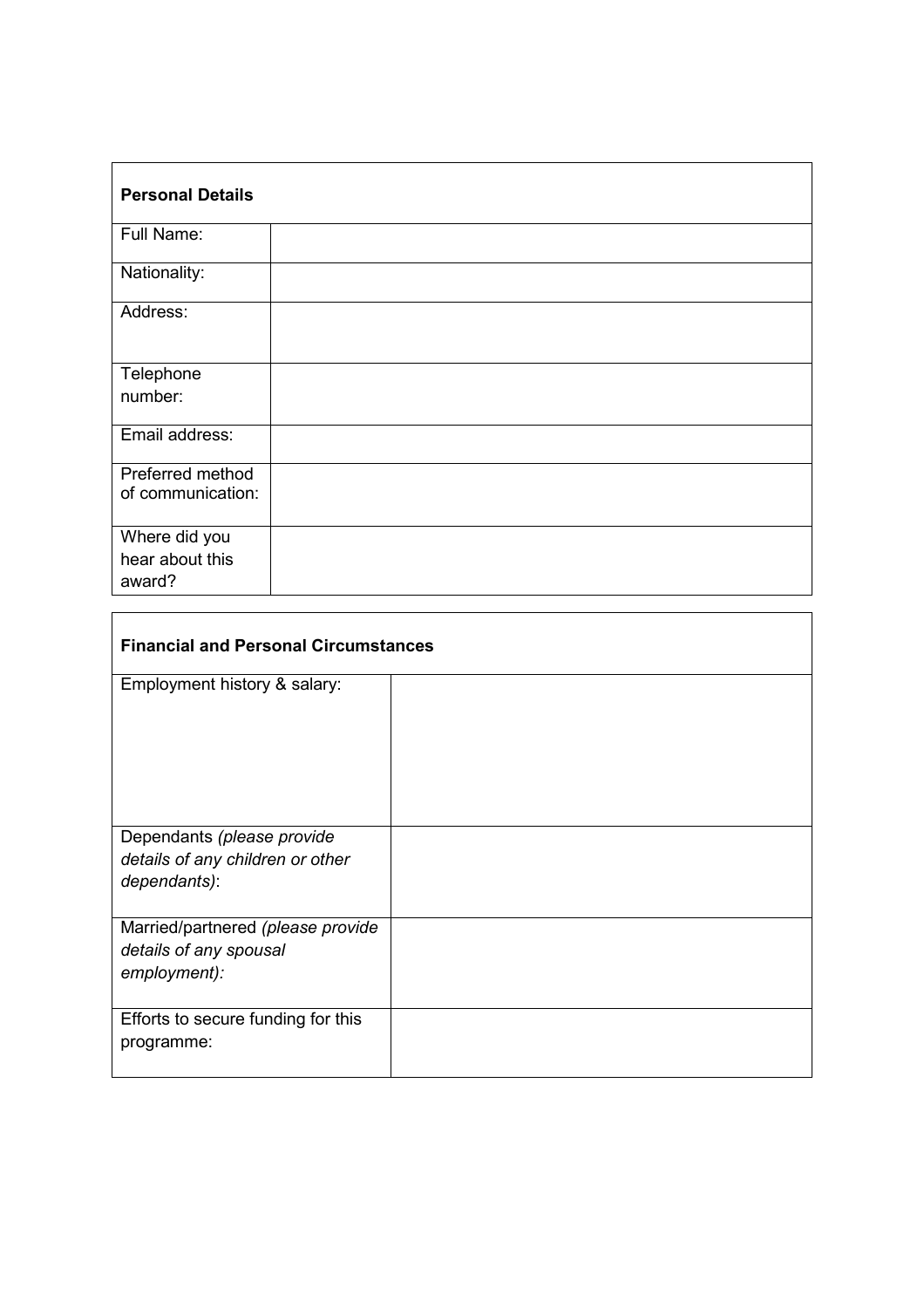| **Personal Details** | |
|---|---|
| Full Name: | |
| Nationality: | |
| Address: | |
| Telephone number: | |
| Email address: | |
| Preferred method of communication: | |
| Where did you hear about this award? | |

| **Financial and Personal Circumstances** | |
|---|---|
| Employment history & salary: | |
| Dependants *(please provide details of any children or other dependants)*: | |
| Married/partnered *(please provide details of any spousal employment):* | |
| Efforts to secure funding for this programme: | |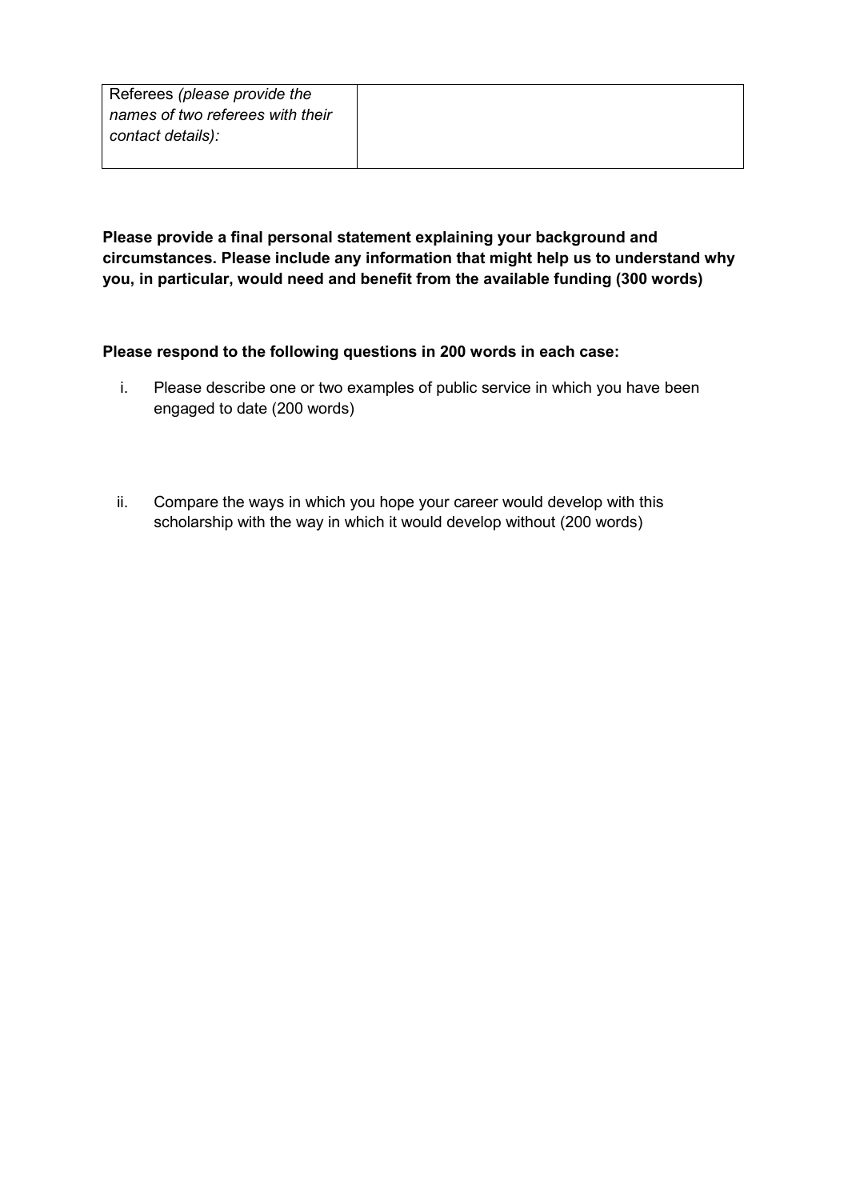| | |
|---|---|
| Referees *(please provide the names of two referees with their contact details):* | |

**Please provide a final personal statement explaining your background and circumstances. Please include any information that might help us to understand why you, in particular, would need and benefit from the available funding (300 words)**

**Please respond to the following questions in 200 words in each case:**

i. Please describe one or two examples of public service in which you have been engaged to date (200 words)

ii. Compare the ways in which you hope your career would develop with this scholarship with the way in which it would develop without (200 words)